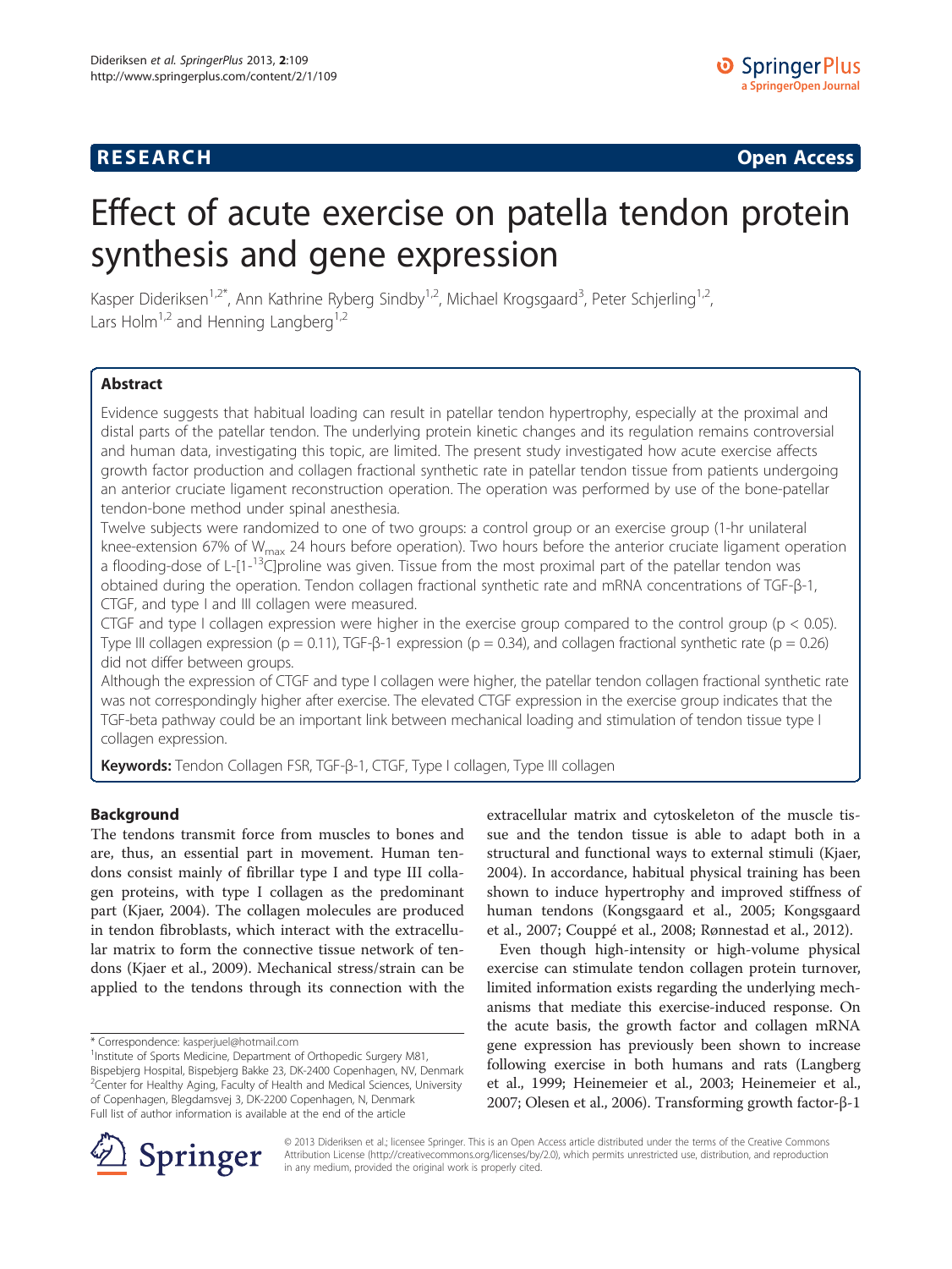RESEARCH **Open Access**

# Effect of acute exercise on patella tendon protein synthesis and gene expression

Kasper Dideriksen[1,2*], Ann Kathrine Ryberg Sindby[1,2], Michael Krogsgaard[3], Peter Schjerling[1,2], Lars Holm[1,2] and Henning Langberg[1,2]

## Abstract

Evidence suggests that habitual loading can result in patellar tendon hypertrophy, especially at the proximal and distal parts of the patellar tendon. The underlying protein kinetic changes and its regulation remains controversial and human data, investigating this topic, are limited. The present study investigated how acute exercise affects growth factor production and collagen fractional synthetic rate in patellar tendon tissue from patients undergoing an anterior cruciate ligament reconstruction operation. The operation was performed by use of the bone-patellar tendon-bone method under spinal anesthesia.

Twelve subjects were randomized to one of two groups: a control group or an exercise group (1-hr unilateral knee-extension 67% of $W_{max}$ 24 hours before operation). Two hours before the anterior cruciate ligament operation a flooding-dose of L-[1-$^{13}$C]proline was given. Tissue from the most proximal part of the patellar tendon was obtained during the operation. Tendon collagen fractional synthetic rate and mRNA concentrations of TGF-β-1, CTGF, and type I and III collagen were measured.

CTGF and type I collagen expression were higher in the exercise group compared to the control group ($p < 0.05$). Type III collagen expression ($p = 0.11$), TGF-β-1 expression ($p = 0.34$), and collagen fractional synthetic rate ($p = 0.26$) did not differ between groups.

Although the expression of CTGF and type I collagen were higher, the patellar tendon collagen fractional synthetic rate was not correspondingly higher after exercise. The elevated CTGF expression in the exercise group indicates that the TGF-beta pathway could be an important link between mechanical loading and stimulation of tendon tissue type I collagen expression.

**Keywords:** Tendon Collagen FSR, TGF-β-1, CTGF, Type I collagen, Type III collagen

## Background

The tendons transmit force from muscles to bones and are, thus, an essential part in movement. Human tendons consist mainly of fibrillar type I and type III collagen proteins, with type I collagen as the predominant part (Kjaer, 2004). The collagen molecules are produced in tendon fibroblasts, which interact with the extracellular matrix to form the connective tissue network of tendons (Kjaer et al., 2009). Mechanical stress/strain can be applied to the tendons through its connection with the extracellular matrix and cytoskeleton of the muscle tissue and the tendon tissue is able to adapt both in a structural and functional ways to external stimuli (Kjaer, 2004). In accordance, habitual physical training has been shown to induce hypertrophy and improved stiffness of human tendons (Kongsgaard et al., 2005; Kongsgaard et al., 2007; Couppé et al., 2008; Rønnestad et al., 2012).

Even though high-intensity or high-volume physical exercise can stimulate tendon collagen protein turnover, limited information exists regarding the underlying mechanisms that mediate this exercise-induced response. On the acute basis, the growth factor and collagen mRNA gene expression has previously been shown to increase following exercise in both humans and rats (Langberg et al., 1999; Heinemeier et al., 2003; Heinemeier et al., 2007; Olesen et al., 2006). Transforming growth factor-β-1

\* Correspondence: kasperjuel@hotmail.com
[1]Institute of Sports Medicine, Department of Orthopedic Surgery M81, Bispebjerg Hospital, Bispebjerg Bakke 23, DK-2400 Copenhagen, NV, Denmark
[2]Center for Healthy Aging, Faculty of Health and Medical Sciences, University of Copenhagen, Blegdamsvej 3, DK-2200 Copenhagen, N, Denmark
Full list of author information is available at the end of the article

© 2013 Dideriksen et al.; licensee Springer. This is an Open Access article distributed under the terms of the Creative Commons Attribution License (http://creativecommons.org/licenses/by/2.0), which permits unrestricted use, distribution, and reproduction in any medium, provided the original work is properly cited.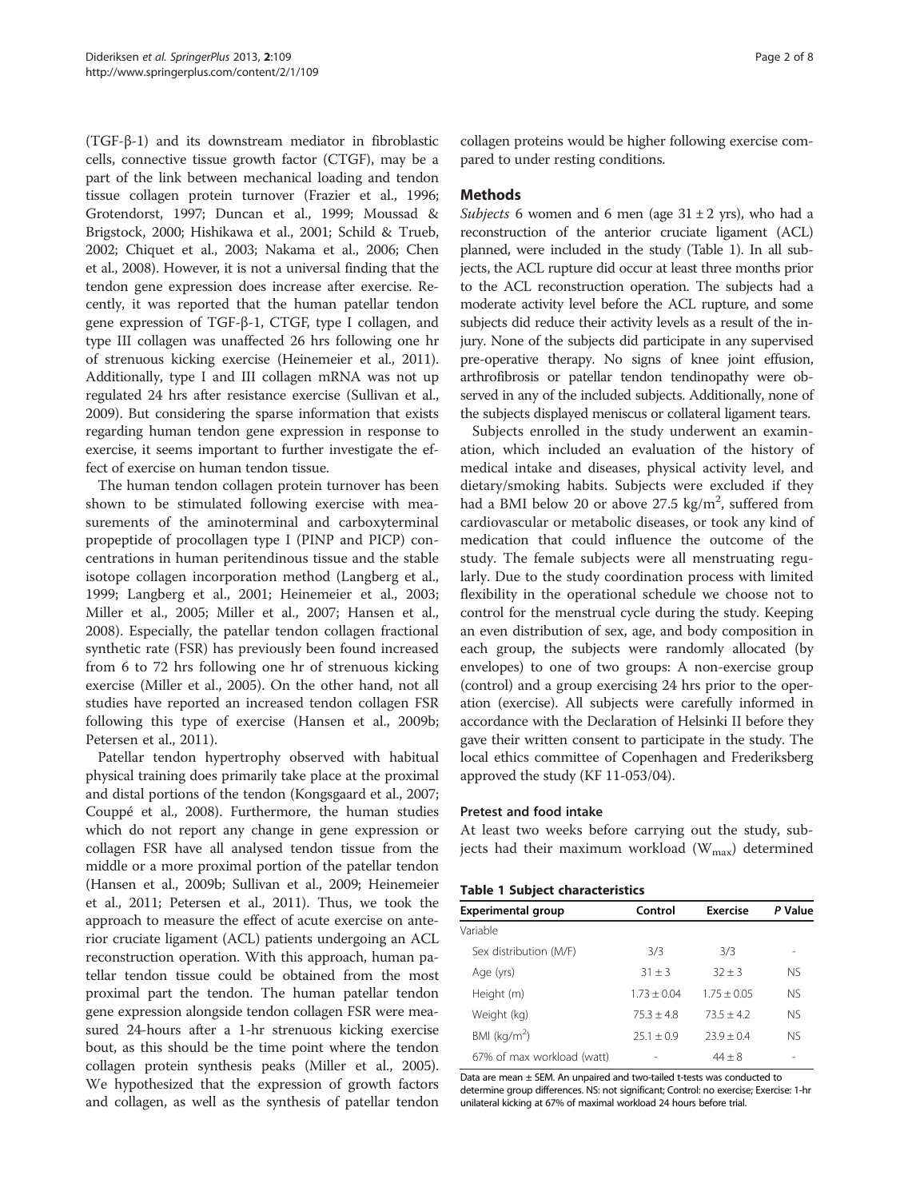(TGF-β-1) and its downstream mediator in fibroblastic cells, connective tissue growth factor (CTGF), may be a part of the link between mechanical loading and tendon tissue collagen protein turnover (Frazier et al., 1996; Grotendorst, 1997; Duncan et al., 1999; Moussad & Brigstock, 2000; Hishikawa et al., 2001; Schild & Trueb, 2002; Chiquet et al., 2003; Nakama et al., 2006; Chen et al., 2008). However, it is not a universal finding that the tendon gene expression does increase after exercise. Recently, it was reported that the human patellar tendon gene expression of TGF-β-1, CTGF, type I collagen, and type III collagen was unaffected 26 hrs following one hr of strenuous kicking exercise (Heinemeier et al., 2011). Additionally, type I and III collagen mRNA was not up regulated 24 hrs after resistance exercise (Sullivan et al., 2009). But considering the sparse information that exists regarding human tendon gene expression in response to exercise, it seems important to further investigate the effect of exercise on human tendon tissue.

The human tendon collagen protein turnover has been shown to be stimulated following exercise with measurements of the aminoterminal and carboxyterminal propeptide of procollagen type I (PINP and PICP) concentrations in human peritendinous tissue and the stable isotope collagen incorporation method (Langberg et al., 1999; Langberg et al., 2001; Heinemeier et al., 2003; Miller et al., 2005; Miller et al., 2007; Hansen et al., 2008). Especially, the patellar tendon collagen fractional synthetic rate (FSR) has previously been found increased from 6 to 72 hrs following one hr of strenuous kicking exercise (Miller et al., 2005). On the other hand, not all studies have reported an increased tendon collagen FSR following this type of exercise (Hansen et al., 2009b; Petersen et al., 2011).

Patellar tendon hypertrophy observed with habitual physical training does primarily take place at the proximal and distal portions of the tendon (Kongsgaard et al., 2007; Couppé et al., 2008). Furthermore, the human studies which do not report any change in gene expression or collagen FSR have all analysed tendon tissue from the middle or a more proximal portion of the patellar tendon (Hansen et al., 2009b; Sullivan et al., 2009; Heinemeier et al., 2011; Petersen et al., 2011). Thus, we took the approach to measure the effect of acute exercise on anterior cruciate ligament (ACL) patients undergoing an ACL reconstruction operation. With this approach, human patellar tendon tissue could be obtained from the most proximal part the tendon. The human patellar tendon gene expression alongside tendon collagen FSR were measured 24-hours after a 1-hr strenuous kicking exercise bout, as this should be the time point where the tendon collagen protein synthesis peaks (Miller et al., 2005). We hypothesized that the expression of growth factors and collagen, as well as the synthesis of patellar tendon collagen proteins would be higher following exercise compared to under resting conditions.

## Methods

*Subjects* 6 women and 6 men (age 31 ± 2 yrs), who had a reconstruction of the anterior cruciate ligament (ACL) planned, were included in the study (Table 1). In all subjects, the ACL rupture did occur at least three months prior to the ACL reconstruction operation. The subjects had a moderate activity level before the ACL rupture, and some subjects did reduce their activity levels as a result of the injury. None of the subjects did participate in any supervised pre-operative therapy. No signs of knee joint effusion, arthrofibrosis or patellar tendon tendinopathy were observed in any of the included subjects. Additionally, none of the subjects displayed meniscus or collateral ligament tears.

Subjects enrolled in the study underwent an examination, which included an evaluation of the history of medical intake and diseases, physical activity level, and dietary/smoking habits. Subjects were excluded if they had a BMI below 20 or above 27.5 kg/m$^2$, suffered from cardiovascular or metabolic diseases, or took any kind of medication that could influence the outcome of the study. The female subjects were all menstruating regularly. Due to the study coordination process with limited flexibility in the operational schedule we choose not to control for the menstrual cycle during the study. Keeping an even distribution of sex, age, and body composition in each group, the subjects were randomly allocated (by envelopes) to one of two groups: A non-exercise group (control) and a group exercising 24 hrs prior to the operation (exercise). All subjects were carefully informed in accordance with the Declaration of Helsinki II before they gave their written consent to participate in the study. The local ethics committee of Copenhagen and Frederiksberg approved the study (KF 11-053/04).

### Pretest and food intake

At least two weeks before carrying out the study, subjects had their maximum workload ($W_{max}$) determined

**Table 1 Subject characteristics**

| Experimental group | Control | Exercise | *P* Value |
|---|---|---|---|
| Variable | | | |
| Sex distribution (M/F) | 3/3 | 3/3 | - |
| Age (yrs) | 31 ± 3 | 32 ± 3 | NS |
| Height (m) | 1.73 ± 0.04 | 1.75 ± 0.05 | NS |
| Weight (kg) | 75.3 ± 4.8 | 73.5 ± 4.2 | NS |
| BMI (kg/m$^2$) | 25.1 ± 0.9 | 23.9 ± 0.4 | NS |
| 67% of max workload (watt) | - | 44 ± 8 | - |

Data are mean ± SEM. An unpaired and two-tailed t-tests was conducted to determine group differences. NS: not significant; Control: no exercise; Exercise: 1-hr unilateral kicking at 67% of maximal workload 24 hours before trial.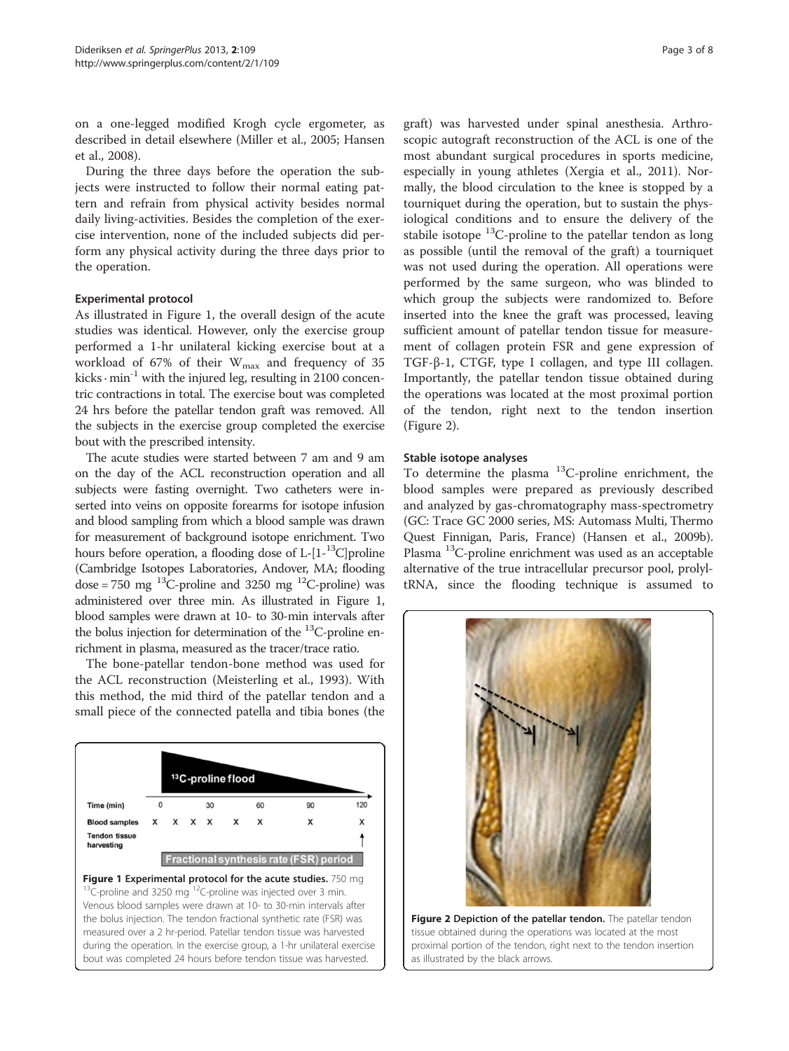on a one-legged modified Krogh cycle ergometer, as described in detail elsewhere (Miller et al., 2005; Hansen et al., 2008).

During the three days before the operation the subjects were instructed to follow their normal eating pattern and refrain from physical activity besides normal daily living-activities. Besides the completion of the exercise intervention, none of the included subjects did perform any physical activity during the three days prior to the operation.

### Experimental protocol

As illustrated in Figure 1, the overall design of the acute studies was identical. However, only the exercise group performed a 1-hr unilateral kicking exercise bout at a workload of 67% of their $W_{max}$ and frequency of 35 kicks · min$^{-1}$ with the injured leg, resulting in 2100 concentric contractions in total. The exercise bout was completed 24 hrs before the patellar tendon graft was removed. All the subjects in the exercise group completed the exercise bout with the prescribed intensity.

The acute studies were started between 7 am and 9 am on the day of the ACL reconstruction operation and all subjects were fasting overnight. Two catheters were inserted into veins on opposite forearms for isotope infusion and blood sampling from which a blood sample was drawn for measurement of background isotope enrichment. Two hours before operation, a flooding dose of L-[1-$^{13}$C]proline (Cambridge Isotopes Laboratories, Andover, MA; flooding dose = 750 mg $^{13}$C-proline and 3250 mg $^{12}$C-proline) was administered over three min. As illustrated in Figure 1, blood samples were drawn at 10- to 30-min intervals after the bolus injection for determination of the $^{13}$C-proline enrichment in plasma, measured as the tracer/trace ratio.

The bone-patellar tendon-bone method was used for the ACL reconstruction (Meisterling et al., 1993). With this method, the mid third of the patellar tendon and a small piece of the connected patella and tibia bones (the graft) was harvested under spinal anesthesia. Arthroscopic autograft reconstruction of the ACL is one of the most abundant surgical procedures in sports medicine, especially in young athletes (Xergia et al., 2011). Normally, the blood circulation to the knee is stopped by a tourniquet during the operation, but to sustain the physiological conditions and to ensure the delivery of the stabile isotope $^{13}$C-proline to the patellar tendon as long as possible (until the removal of the graft) a tourniquet was not used during the operation. All operations were performed by the same surgeon, who was blinded to which group the subjects were randomized to. Before inserted into the knee the graft was processed, leaving sufficient amount of patellar tendon tissue for measurement of collagen protein FSR and gene expression of TGF-β-1, CTGF, type I collagen, and type III collagen. Importantly, the patellar tendon tissue obtained during the operations was located at the most proximal portion of the tendon, right next to the tendon insertion (Figure 2).

| | | | | | | | | |
|---|---|---|---|---|---|---|---|---|
| | $^{13}$C-proline flood | | | | | | | |
| Time (min) | 0 | | | 30 | | 60 | 90 | 120 |
| Blood samples | X | X | X | X | X | X | X | X |
| Tendon tissue harvesting | | | | | | | | ↑ |
| | Fractional synthesis rate (FSR) period | | | | | | | |

**Figure 1 Experimental protocol for the acute studies.** 750 mg $^{13}$C-proline and 3250 mg $^{12}$C-proline was injected over 3 min. Venous blood samples were drawn at 10- to 30-min intervals after the bolus injection. The tendon fractional synthetic rate (FSR) was measured over a 2 hr-period. Patellar tendon tissue was harvested during the operation. In the exercise group, a 1-hr unilateral exercise bout was completed 24 hours before tendon tissue was harvested.

### Stable isotope analyses

To determine the plasma $^{13}$C-proline enrichment, the blood samples were prepared as previously described and analyzed by gas-chromatography mass-spectrometry (GC: Trace GC 2000 series, MS: Automass Multi, Thermo Quest Finnigan, Paris, France) (Hansen et al., 2009b). Plasma $^{13}$C-proline enrichment was used as an acceptable alternative of the true intracellular precursor pool, prolyl-tRNA, since the flooding technique is assumed to

**Figure 2 Depiction of the patellar tendon.** The patellar tendon tissue obtained during the operations was located at the most proximal portion of the tendon, right next to the tendon insertion as illustrated by the black arrows.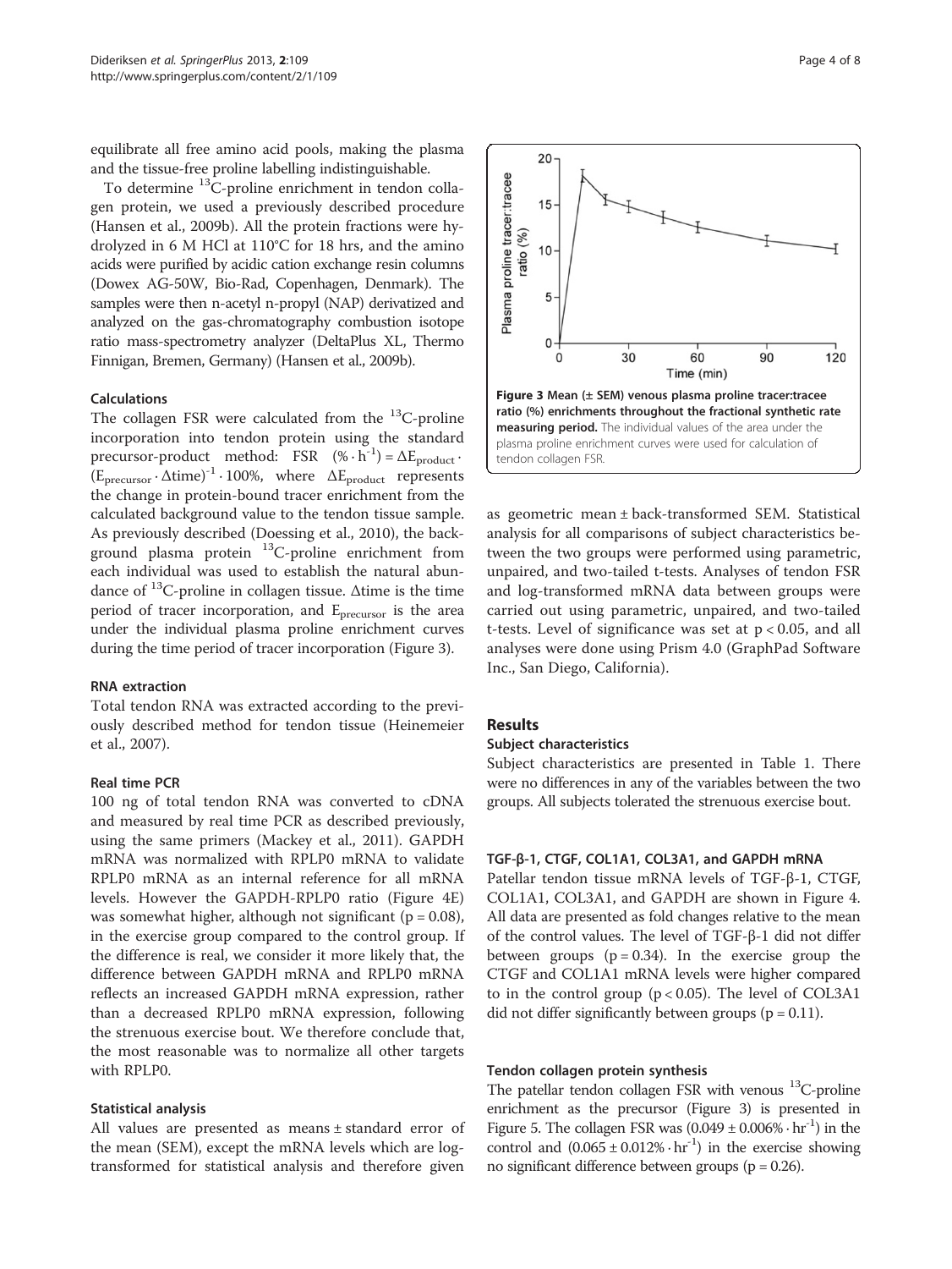equilibrate all free amino acid pools, making the plasma and the tissue-free proline labelling indistinguishable.

To determine $^{13}$C-proline enrichment in tendon collagen protein, we used a previously described procedure (Hansen et al., 2009b). All the protein fractions were hydrolyzed in 6 M HCl at 110°C for 18 hrs, and the amino acids were purified by acidic cation exchange resin columns (Dowex AG-50W, Bio-Rad, Copenhagen, Denmark). The samples were then n-acetyl n-propyl (NAP) derivatized and analyzed on the gas-chromatography combustion isotope ratio mass-spectrometry analyzer (DeltaPlus XL, Thermo Finnigan, Bremen, Germany) (Hansen et al., 2009b).

### Calculations

The collagen FSR were calculated from the $^{13}$C-proline incorporation into tendon protein using the standard precursor-product method: FSR $(\% \cdot h^{-1}) = \Delta E_{product} \cdot (E_{precursor} \cdot \Delta time)^{-1} \cdot 100\%$, where $\Delta E_{product}$ represents the change in protein-bound tracer enrichment from the calculated background value to the tendon tissue sample. As previously described (Doessing et al., 2010), the background plasma protein $^{13}$C-proline enrichment from each individual was used to establish the natural abundance of $^{13}$C-proline in collagen tissue. $\Delta$time is the time period of tracer incorporation, and $E_{precursor}$ is the area under the individual plasma proline enrichment curves during the time period of tracer incorporation (Figure 3).

**Figure 3 Mean (± SEM) venous plasma proline tracer:tracee ratio (%) enrichments throughout the fractional synthetic rate measuring period.** The individual values of the area under the plasma proline enrichment curves were used for calculation of tendon collagen FSR.

### RNA extraction

Total tendon RNA was extracted according to the previously described method for tendon tissue (Heinemeier et al., 2007).

### Real time PCR

100 ng of total tendon RNA was converted to cDNA and measured by real time PCR as described previously, using the same primers (Mackey et al., 2011). GAPDH mRNA was normalized with RPLP0 mRNA to validate RPLP0 mRNA as an internal reference for all mRNA levels. However the GAPDH-RPLP0 ratio (Figure 4E) was somewhat higher, although not significant ($p = 0.08$), in the exercise group compared to the control group. If the difference is real, we consider it more likely that, the difference between GAPDH mRNA and RPLP0 mRNA reflects an increased GAPDH mRNA expression, rather than a decreased RPLP0 mRNA expression, following the strenuous exercise bout. We therefore conclude that, the most reasonable was to normalize all other targets with RPLP0.

### Statistical analysis

All values are presented as means ± standard error of the mean (SEM), except the mRNA levels which are log-transformed for statistical analysis and therefore given as geometric mean ± back-transformed SEM. Statistical analysis for all comparisons of subject characteristics between the two groups were performed using parametric, unpaired, and two-tailed t-tests. Analyses of tendon FSR and log-transformed mRNA data between groups were carried out using parametric, unpaired, and two-tailed t-tests. Level of significance was set at $p < 0.05$, and all analyses were done using Prism 4.0 (GraphPad Software Inc., San Diego, California).

## Results

### Subject characteristics

Subject characteristics are presented in Table 1. There were no differences in any of the variables between the two groups. All subjects tolerated the strenuous exercise bout.

### TGF-β-1, CTGF, COL1A1, COL3A1, and GAPDH mRNA

Patellar tendon tissue mRNA levels of TGF-β-1, CTGF, COL1A1, COL3A1, and GAPDH are shown in Figure 4. All data are presented as fold changes relative to the mean of the control values. The level of TGF-β-1 did not differ between groups ($p = 0.34$). In the exercise group the CTGF and COL1A1 mRNA levels were higher compared to in the control group ($p < 0.05$). The level of COL3A1 did not differ significantly between groups ($p = 0.11$).

### Tendon collagen protein synthesis

The patellar tendon collagen FSR with venous $^{13}$C-proline enrichment as the precursor (Figure 3) is presented in Figure 5. The collagen FSR was $(0.049 \pm 0.006\% \cdot hr^{-1})$ in the control and $(0.065 \pm 0.012\% \cdot hr^{-1})$ in the exercise showing no significant difference between groups ($p = 0.26$).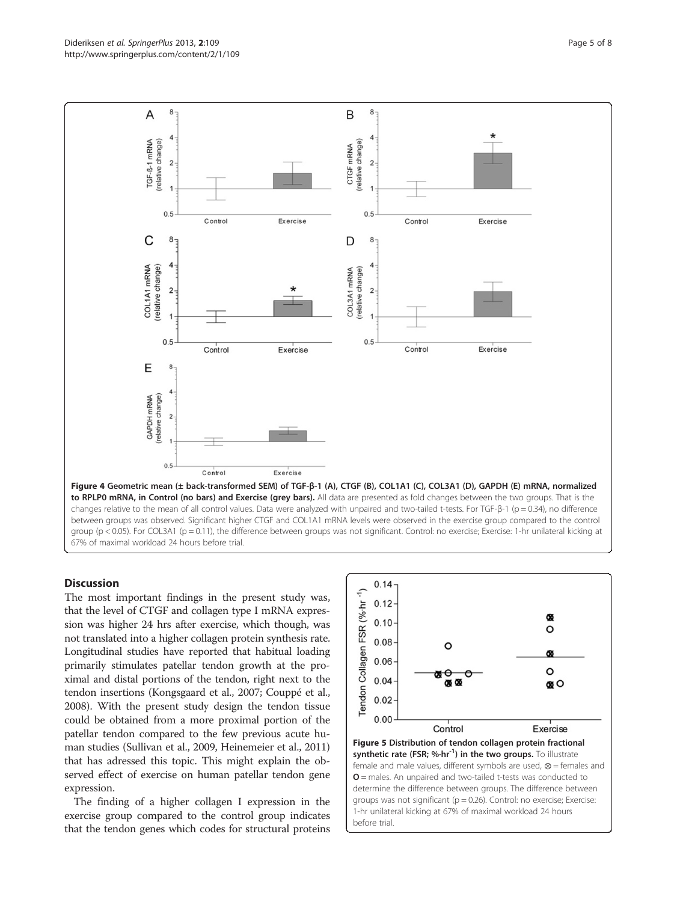**Figure 4 Geometric mean (± back-transformed SEM) of TGF-β-1 (A), CTGF (B), COL1A1 (C), COL3A1 (D), GAPDH (E) mRNA, normalized to RPLP0 mRNA, in Control (no bars) and Exercise (grey bars).** All data are presented as fold changes between the two groups. That is the changes relative to the mean of all control values. Data were analyzed with unpaired and two-tailed t-tests. For TGF-β-1 ($p = 0.34$), no difference between groups was observed. Significant higher CTGF and COL1A1 mRNA levels were observed in the exercise group compared to the control group ($p < 0.05$). For COL3A1 ($p = 0.11$), the difference between groups was not significant. Control: no exercise; Exercise: 1-hr unilateral kicking at 67% of maximal workload 24 hours before trial.

## Discussion

The most important findings in the present study was, that the level of CTGF and collagen type I mRNA expression was higher 24 hrs after exercise, which though, was not translated into a higher collagen protein synthesis rate. Longitudinal studies have reported that habitual loading primarily stimulates patellar tendon growth at the proximal and distal portions of the tendon, right next to the tendon insertions (Kongsgaard et al., 2007; Couppé et al., 2008). With the present study design the tendon tissue could be obtained from a more proximal portion of the patellar tendon compared to the few previous acute human studies (Sullivan et al., 2009, Heinemeier et al., 2011) that has adressed this topic. This might explain the observed effect of exercise on human patellar tendon gene expression.

The finding of a higher collagen I expression in the exercise group compared to the control group indicates that the tendon genes which codes for structural proteins

**Figure 5 Distribution of tendon collagen protein fractional synthetic rate (FSR; %·hr$^{-1}$) in the two groups.** To illustrate female and male values, different symbols are used, ⊗ = females and **O** = males. An unpaired and two-tailed t-tests was conducted to determine the difference between groups. The difference between groups was not significant ($p = 0.26$). Control: no exercise; Exercise: 1-hr unilateral kicking at 67% of maximal workload 24 hours before trial.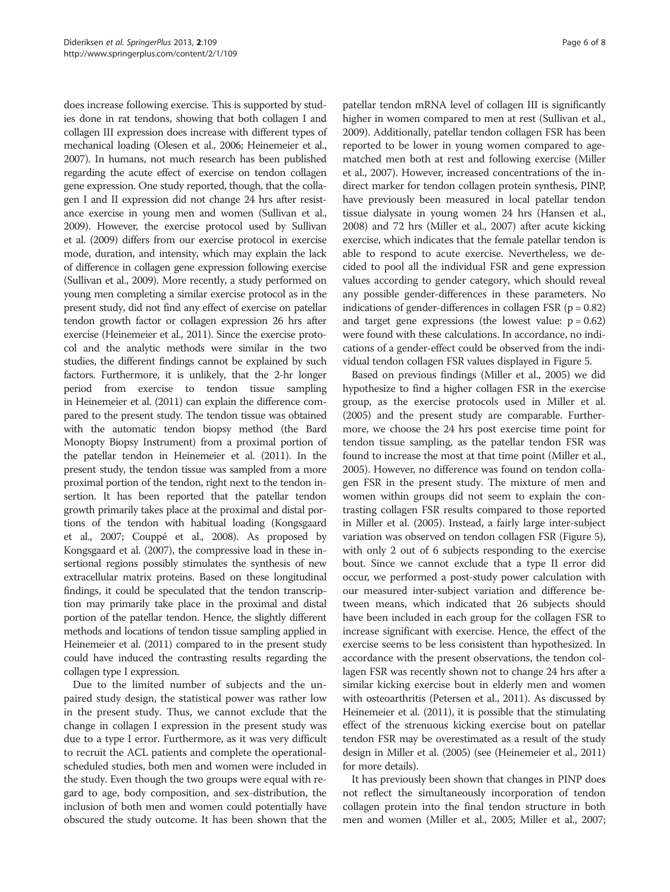does increase following exercise. This is supported by studies done in rat tendons, showing that both collagen I and collagen III expression does increase with different types of mechanical loading (Olesen et al., 2006; Heinemeier et al., 2007). In humans, not much research has been published regarding the acute effect of exercise on tendon collagen gene expression. One study reported, though, that the collagen I and II expression did not change 24 hrs after resistance exercise in young men and women (Sullivan et al., 2009). However, the exercise protocol used by Sullivan et al. (2009) differs from our exercise protocol in exercise mode, duration, and intensity, which may explain the lack of difference in collagen gene expression following exercise (Sullivan et al., 2009). More recently, a study performed on young men completing a similar exercise protocol as in the present study, did not find any effect of exercise on patellar tendon growth factor or collagen expression 26 hrs after exercise (Heinemeier et al., 2011). Since the exercise protocol and the analytic methods were similar in the two studies, the different findings cannot be explained by such factors. Furthermore, it is unlikely, that the 2-hr longer period from exercise to tendon tissue sampling in Heinemeier et al. (2011) can explain the difference compared to the present study. The tendon tissue was obtained with the automatic tendon biopsy method (the Bard Monopty Biopsy Instrument) from a proximal portion of the patellar tendon in Heinemeier et al. (2011). In the present study, the tendon tissue was sampled from a more proximal portion of the tendon, right next to the tendon insertion. It has been reported that the patellar tendon growth primarily takes place at the proximal and distal portions of the tendon with habitual loading (Kongsgaard et al., 2007; Couppé et al., 2008). As proposed by Kongsgaard et al. (2007), the compressive load in these insertional regions possibly stimulates the synthesis of new extracellular matrix proteins. Based on these longitudinal findings, it could be speculated that the tendon transcription may primarily take place in the proximal and distal portion of the patellar tendon. Hence, the slightly different methods and locations of tendon tissue sampling applied in Heinemeier et al. (2011) compared to in the present study could have induced the contrasting results regarding the collagen type I expression.

Due to the limited number of subjects and the unpaired study design, the statistical power was rather low in the present study. Thus, we cannot exclude that the change in collagen I expression in the present study was due to a type I error. Furthermore, as it was very difficult to recruit the ACL patients and complete the operational-scheduled studies, both men and women were included in the study. Even though the two groups were equal with regard to age, body composition, and sex-distribution, the inclusion of both men and women could potentially have obscured the study outcome. It has been shown that the patellar tendon mRNA level of collagen III is significantly higher in women compared to men at rest (Sullivan et al., 2009). Additionally, patellar tendon collagen FSR has been reported to be lower in young women compared to age-matched men both at rest and following exercise (Miller et al., 2007). However, increased concentrations of the indirect marker for tendon collagen protein synthesis, PINP, have previously been measured in local patellar tendon tissue dialysate in young women 24 hrs (Hansen et al., 2008) and 72 hrs (Miller et al., 2007) after acute kicking exercise, which indicates that the female patellar tendon is able to respond to acute exercise. Nevertheless, we decided to pool all the individual FSR and gene expression values according to gender category, which should reveal any possible gender-differences in these parameters. No indications of gender-differences in collagen FSR ($p = 0.82$) and target gene expressions (the lowest value: $p = 0.62$) were found with these calculations. In accordance, no indications of a gender-effect could be observed from the individual tendon collagen FSR values displayed in Figure 5.

Based on previous findings (Miller et al., 2005) we did hypothesize to find a higher collagen FSR in the exercise group, as the exercise protocols used in Miller et al. (2005) and the present study are comparable. Furthermore, we choose the 24 hrs post exercise time point for tendon tissue sampling, as the patellar tendon FSR was found to increase the most at that time point (Miller et al., 2005). However, no difference was found on tendon collagen FSR in the present study. The mixture of men and women within groups did not seem to explain the contrasting collagen FSR results compared to those reported in Miller et al. (2005). Instead, a fairly large inter-subject variation was observed on tendon collagen FSR (Figure 5), with only 2 out of 6 subjects responding to the exercise bout. Since we cannot exclude that a type II error did occur, we performed a post-study power calculation with our measured inter-subject variation and difference between means, which indicated that 26 subjects should have been included in each group for the collagen FSR to increase significant with exercise. Hence, the effect of the exercise seems to be less consistent than hypothesized. In accordance with the present observations, the tendon collagen FSR was recently shown not to change 24 hrs after a similar kicking exercise bout in elderly men and women with osteoarthritis (Petersen et al., 2011). As discussed by Heinemeier et al. (2011), it is possible that the stimulating effect of the strenuous kicking exercise bout on patellar tendon FSR may be overestimated as a result of the study design in Miller et al. (2005) (see (Heinemeier et al., 2011) for more details).

It has previously been shown that changes in PINP does not reflect the simultaneously incorporation of tendon collagen protein into the final tendon structure in both men and women (Miller et al., 2005; Miller et al., 2007;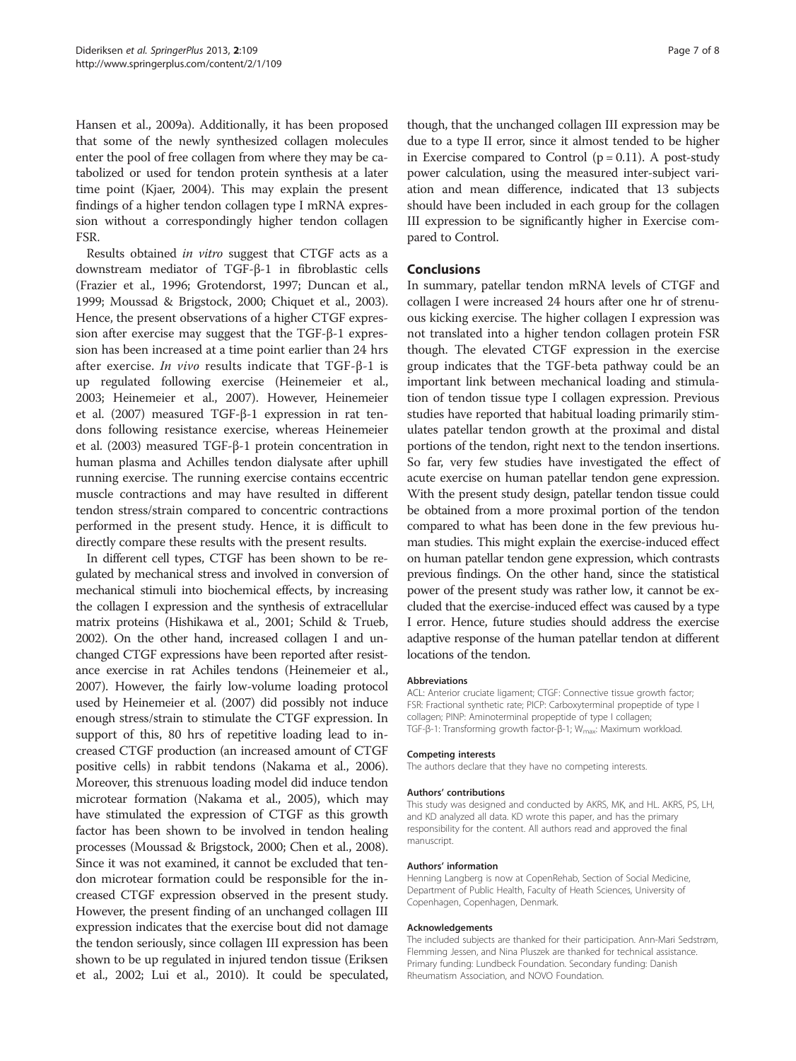Hansen et al., 2009a). Additionally, it has been proposed that some of the newly synthesized collagen molecules enter the pool of free collagen from where they may be catabolized or used for tendon protein synthesis at a later time point (Kjaer, 2004). This may explain the present findings of a higher tendon collagen type I mRNA expression without a correspondingly higher tendon collagen FSR.

Results obtained *in vitro* suggest that CTGF acts as a downstream mediator of TGF-β-1 in fibroblastic cells (Frazier et al., 1996; Grotendorst, 1997; Duncan et al., 1999; Moussad & Brigstock, 2000; Chiquet et al., 2003). Hence, the present observations of a higher CTGF expression after exercise may suggest that the TGF-β-1 expression has been increased at a time point earlier than 24 hrs after exercise. *In vivo* results indicate that TGF-β-1 is up regulated following exercise (Heinemeier et al., 2003; Heinemeier et al., 2007). However, Heinemeier et al. (2007) measured TGF-β-1 expression in rat tendons following resistance exercise, whereas Heinemeier et al. (2003) measured TGF-β-1 protein concentration in human plasma and Achilles tendon dialysate after uphill running exercise. The running exercise contains eccentric muscle contractions and may have resulted in different tendon stress/strain compared to concentric contractions performed in the present study. Hence, it is difficult to directly compare these results with the present results.

In different cell types, CTGF has been shown to be regulated by mechanical stress and involved in conversion of mechanical stimuli into biochemical effects, by increasing the collagen I expression and the synthesis of extracellular matrix proteins (Hishikawa et al., 2001; Schild & Trueb, 2002). On the other hand, increased collagen I and unchanged CTGF expressions have been reported after resistance exercise in rat Achiles tendons (Heinemeier et al., 2007). However, the fairly low-volume loading protocol used by Heinemeier et al. (2007) did possibly not induce enough stress/strain to stimulate the CTGF expression. In support of this, 80 hrs of repetitive loading lead to increased CTGF production (an increased amount of CTGF positive cells) in rabbit tendons (Nakama et al., 2006). Moreover, this strenuous loading model did induce tendon microtear formation (Nakama et al., 2005), which may have stimulated the expression of CTGF as this growth factor has been shown to be involved in tendon healing processes (Moussad & Brigstock, 2000; Chen et al., 2008). Since it was not examined, it cannot be excluded that tendon microtear formation could be responsible for the increased CTGF expression observed in the present study. However, the present finding of an unchanged collagen III expression indicates that the exercise bout did not damage the tendon seriously, since collagen III expression has been shown to be up regulated in injured tendon tissue (Eriksen et al., 2002; Lui et al., 2010). It could be speculated, though, that the unchanged collagen III expression may be due to a type II error, since it almost tended to be higher in Exercise compared to Control ($p = 0.11$). A post-study power calculation, using the measured inter-subject variation and mean difference, indicated that 13 subjects should have been included in each group for the collagen III expression to be significantly higher in Exercise compared to Control.

## Conclusions

In summary, patellar tendon mRNA levels of CTGF and collagen I were increased 24 hours after one hr of strenuous kicking exercise. The higher collagen I expression was not translated into a higher tendon collagen protein FSR though. The elevated CTGF expression in the exercise group indicates that the TGF-beta pathway could be an important link between mechanical loading and stimulation of tendon tissue type I collagen expression. Previous studies have reported that habitual loading primarily stimulates patellar tendon growth at the proximal and distal portions of the tendon, right next to the tendon insertions. So far, very few studies have investigated the effect of acute exercise on human patellar tendon gene expression. With the present study design, patellar tendon tissue could be obtained from a more proximal portion of the tendon compared to what has been done in the few previous human studies. This might explain the exercise-induced effect on human patellar tendon gene expression, which contrasts previous findings. On the other hand, since the statistical power of the present study was rather low, it cannot be excluded that the exercise-induced effect was caused by a type I error. Hence, future studies should address the exercise adaptive response of the human patellar tendon at different locations of the tendon.

#### Abbreviations

ACL: Anterior cruciate ligament; CTGF: Connective tissue growth factor; FSR: Fractional synthetic rate; PICP: Carboxyterminal propeptide of type I collagen; PINP: Aminoterminal propeptide of type I collagen; TGF-β-1: Transforming growth factor-β-1; $W_{max}$: Maximum workload.

#### Competing interests

The authors declare that they have no competing interests.

#### Authors' contributions

This study was designed and conducted by AKRS, MK, and HL. AKRS, PS, LH, and KD analyzed all data. KD wrote this paper, and has the primary responsibility for the content. All authors read and approved the final manuscript.

#### Authors' information

Henning Langberg is now at CopenRehab, Section of Social Medicine, Department of Public Health, Faculty of Heath Sciences, University of Copenhagen, Copenhagen, Denmark.

#### Acknowledgements

The included subjects are thanked for their participation. Ann-Mari Sedstrøm, Flemming Jessen, and Nina Pluszek are thanked for technical assistance. Primary funding: Lundbeck Foundation. Secondary funding: Danish Rheumatism Association, and NOVO Foundation.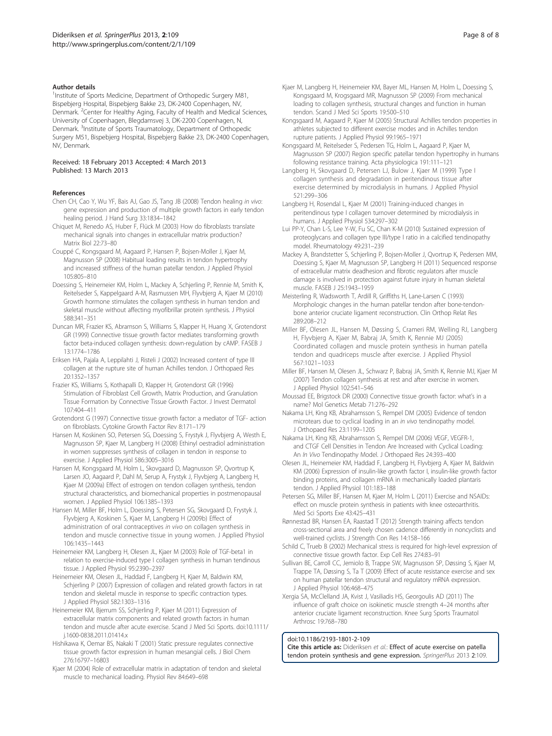#### Author details

[1]Institute of Sports Medicine, Department of Orthopedic Surgery M81, Bispebjerg Hospital, Bispebjerg Bakke 23, DK-2400 Copenhagen, NV, Denmark. [2]Center for Healthy Aging, Faculty of Health and Medical Sciences, University of Copenhagen, Blegdamsvej 3, DK-2200 Copenhagen, N, Denmark. [3]Institute of Sports Traumatology, Department of Orthopedic Surgery M51, Bispebjerg Hospital, Bispebjerg Bakke 23, DK-2400 Copenhagen, NV, Denmark.

Received: 18 February 2013 Accepted: 4 March 2013
Published: 13 March 2013

#### References

Chen CH, Cao Y, Wu YF, Bais AJ, Gao JS, Tang JB (2008) Tendon healing *in vivo*: gene expression and production of multiple growth factors in early tendon healing period. J Hand Surg 33:1834–1842

Chiquet M, Renedo AS, Huber F, Flück M (2003) How do fibroblasts translate mechanical signals into changes in extracellular matrix production? Matrix Biol 22:73–80

Couppé C, Kongsgaard M, Aagaard P, Hansen P, Bojsen-Moller J, Kjaer M, Magnusson SP (2008) Habitual loading results in tendon hypertrophy and increased stiffness of the human patellar tendon. J Applied Physiol 105:805–810

Doessing S, Heinemeier KM, Holm L, Mackey A, Schjerling P, Rennie M, Smith K, Reitelseder S, Kappelgaard A-M, Rasmussen MH, Flyvbjerg A, Kjaer M (2010) Growth hormone stimulates the collagen synthesis in human tendon and skeletal muscle without affecting myofibrillar protein synthesis. J Physiol 588:341–351

Duncan MR, Frazier KS, Abramson S, Williams S, Klapper H, Huang X, Grotendorst GR (1999) Connective tissue growth factor mediates transforming growth factor beta-induced collagen synthesis: down-regulation by cAMP. FASEB J 13:1774–1786

Eriksen HA, Pajala A, Leppilahti J, Risteli J (2002) Increased content of type III collagen at the rupture site of human Achilles tendon. J Orthopaed Res 20:1352–1357

Frazier KS, Williams S, Kothapalli D, Klapper H, Grotendorst GR (1996) Stimulation of Fibroblast Cell Growth, Matrix Production, and Granulation Tissue Formation by Connective Tissue Growth Factor. J Invest Dermatol 107:404–411

Grotendorst G (1997) Connective tissue growth factor: a mediator of TGF- action on fibroblasts. Cytokine Growth Factor Rev 8:171–179

Hansen M, Koskinen SO, Petersen SG, Doessing S, Frystyk J, Flyvbjerg A, Westh E, Magnusson SP, Kjaer M, Langberg H (2008) Ethinyl oestradiol administration in women suppresses synthesis of collagen in tendon in response to exercise. J Applied Physiol 586:3005–3016

Hansen M, Kongsgaard M, Holm L, Skovgaard D, Magnusson SP, Qvortrup K, Larsen JO, Aagaard P, Dahl M, Serup A, Frystyk J, Flyvbjerg A, Langberg H, Kjaer M (2009a) Effect of estrogen on tendon collagen synthesis, tendon structural characteristics, and biomechanical properties in postmenopausal women. J Applied Physiol 106:1385–1393

Hansen M, Miller BF, Holm L, Doessing S, Petersen SG, Skovgaard D, Frystyk J, Flyvbjerg A, Koskinen S, Kjaer M, Langberg H (2009b) Effect of administration of oral contraceptives *in vivo* on collagen synthesis in tendon and muscle connective tissue in young women. J Applied Physiol 106:1435–1443

Heinemeier KM, Langberg H, Olesen JL, Kjaer M (2003) Role of TGF-beta1 in relation to exercise-induced type I collagen synthesis in human tendinous tissue. J Applied Physiol 95:2390–2397

Heinemeier KM, Olesen JL, Haddad F, Langberg H, Kjaer M, Baldwin KM, Schjerling P (2007) Expression of collagen and related growth factors in rat tendon and skeletal muscle in response to specific contraction types. J Applied Physiol 582:1303–1316

Heinemeier KM, Bjerrum SS, Schjerling P, Kjaer M (2011) Expression of extracellular matrix components and related growth factors in human tendon and muscle after acute exercise. Scand J Med Sci Sports. doi:10.1111/j.1600-0838.2011.01414.x

Hishikawa K, Oemar BS, Nakaki T (2001) Static pressure regulates connective tissue growth factor expression in human mesangial cells. J Biol Chem 276:16797–16803

Kjaer M (2004) Role of extracellular matrix in adaptation of tendon and skeletal muscle to mechanical loading. Physiol Rev 84:649–698

Kjaer M, Langberg H, Heinemeier KM, Bayer ML, Hansen M, Holm L, Doessing S, Kongsgaard M, Krogsgaard MR, Magnusson SP (2009) From mechanical loading to collagen synthesis, structural changes and function in human tendon. Scand J Med Sci Sports 19:500–510

Kongsgaard M, Aagaard P, Kjaer M (2005) Structural Achilles tendon properties in athletes subjected to different exercise modes and in Achilles tendon rupture patients. J Applied Physiol 99:1965–1971

Kongsgaard M, Reitelseder S, Pedersen TG, Holm L, Aagaard P, Kjaer M, Magnusson SP (2007) Region specific patellar tendon hypertrophy in humans following resistance training. Acta physiologica 191:111–121

Langberg H, Skovgaard D, Petersen LJ, Bulow J, Kjaer M (1999) Type I collagen synthesis and degradation in peritendinous tissue after exercise determined by microdialysis in humans. J Applied Physiol 521:299–306

Langberg H, Rosendal L, Kjaer M (2001) Training-induced changes in peritendinous type I collagen turnover determined by microdialysis in humans. J Applied Physiol 534:297–302

Lui PP-Y, Chan L-S, Lee Y-W, Fu SC, Chan K-M (2010) Sustained expression of proteoglycans and collagen type III/type I ratio in a calcified tendinopathy model. Rheumatology 49:231–239

Mackey A, Brandstetter S, Schjerling P, Bojsen-Moller J, Qvortrup K, Pedersen MM, Doessing S, Kjaer M, Magnusson SP, Langberg H (2011) Sequenced response of extracellular matrix deadhesion and fibrotic regulators after muscle damage is involved in protection against future injury in human skeletal muscle. FASEB J 25:1943–1959

Meisterling R, Wadsworth T, Ardill R, Griffiths H, Lane-Larsen C (1993) Morphologic changes in the human patellar tendon after bone-tendon-bone anterior cruciate ligament reconstruction. Clin Orthop Relat Res 289:208–212

Miller BF, Olesen JL, Hansen M, Døssing S, Crameri RM, Welling RJ, Langberg H, Flyvbjerg A, Kjaer M, Babraj JA, Smith K, Rennie MJ (2005) Coordinated collagen and muscle protein synthesis in human patella tendon and quadriceps muscle after exercise. J Applied Physiol 567:1021–1033

Miller BF, Hansen M, Olesen JL, Schwarz P, Babraj JA, Smith K, Rennie MJ, Kjaer M (2007) Tendon collagen synthesis at rest and after exercise in women. J Applied Physiol 102:541–546

Moussad EE, Brigstock DR (2000) Connective tissue growth factor: what's in a name? Mol Genetics Metab 71:276–292

Nakama LH, King KB, Abrahamsson S, Rempel DM (2005) Evidence of tendon microtears due to cyclical loading in an *in vivo* tendinopathy model. J Orthopaed Res 23:1199–1205

Nakama LH, King KB, Abrahamsson S, Rempel DM (2006) VEGF, VEGFR-1, and CTGF Cell Densities in Tendon Are Increased with Cyclical Loading: An *In Vivo* Tendinopathy Model. J Orthopaed Res 24:393–400

Olesen JL, Heinemeier KM, Haddad F, Langberg H, Flyvbjerg A, Kjaer M, Baldwin KM (2006) Expression of insulin-like growth factor I, insulin-like growth factor binding proteins, and collagen mRNA in mechanically loaded plantaris tendon. J Applied Physiol 101:183–188

Petersen SG, Miller BF, Hansen M, Kjaer M, Holm L (2011) Exercise and NSAIDs: effect on muscle protein synthesis in patients with knee osteoarthritis. Med Sci Sports Exe 43:425–431

Rønnestad BR, Hansen EA, Raastad T (2012) Strength training affects tendon cross-sectional area and freely chosen cadence differently in noncyclists and well-trained cyclists. J Strength Con Res 14:158–166

Schild C, Trueb B (2002) Mechanical stress is required for high-level expression of connective tissue growth factor. Exp Cell Res 274:83–91

Sullivan BE, Carroll CC, Jemiolo B, Trappe SW, Magnusson SP, Døssing S, Kjaer M, Trappe TA, Døssing S, Ta T (2009) Effect of acute resistance exercise and sex on human patellar tendon structural and regulatory mRNA expression. J Applied Physiol 106:468–475

Xergia SA, McClelland JA, Kvist J, Vasiliadis HS, Georgoulis AD (2011) The influence of graft choice on isokinetic muscle strength 4–24 months after anterior cruciate ligament reconstruction. Knee Surg Sports Traumatol Arthrosc 19:768–780

doi:10.1186/2193-1801-2-109
**Cite this article as:** Dideriksen *et al.*: Effect of acute exercise on patella tendon protein synthesis and gene expression. *SpringerPlus* 2013 **2**:109.